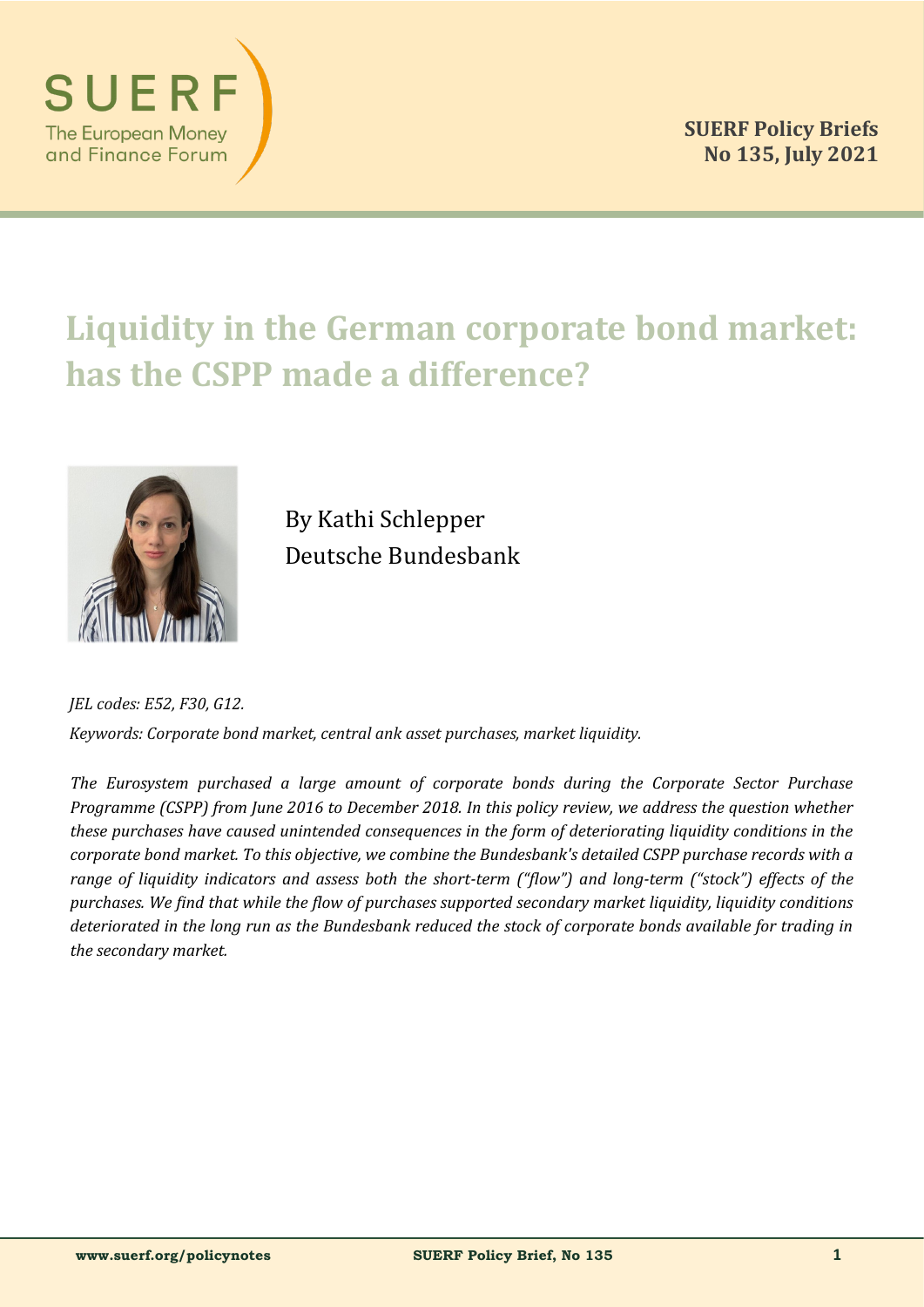# Liquidity in the German corporate bond market: has the CSPP made a difference?

By Kathi Schlepper
Deutsche Bundesbank

*JEL codes: E52, F30, G12.*

*Keywords: Corporate bond market, central ank asset purchases, market liquidity.*

*The Eurosystem purchased a large amount of corporate bonds during the Corporate Sector Purchase Programme (CSPP) from June 2016 to December 2018. In this policy review, we address the question whether these purchases have caused unintended consequences in the form of deteriorating liquidity conditions in the corporate bond market. To this objective, we combine the Bundesbank's detailed CSPP purchase records with a range of liquidity indicators and assess both the short-term ("flow") and long-term ("stock") effects of the purchases. We find that while the flow of purchases supported secondary market liquidity, liquidity conditions deteriorated in the long run as the Bundesbank reduced the stock of corporate bonds available for trading in the secondary market.*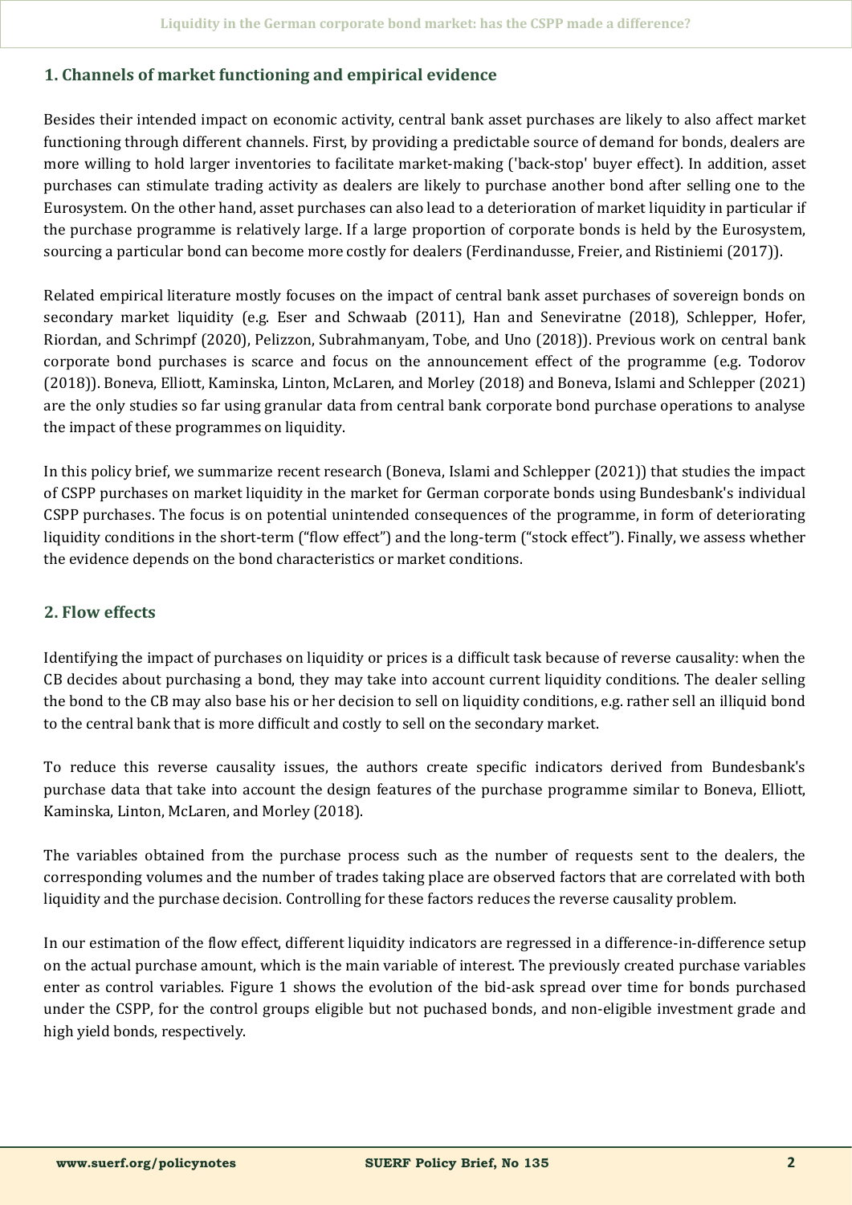## 1. Channels of market functioning and empirical evidence

Besides their intended impact on economic activity, central bank asset purchases are likely to also affect market functioning through different channels. First, by providing a predictable source of demand for bonds, dealers are more willing to hold larger inventories to facilitate market-making ('back-stop' buyer effect). In addition, asset purchases can stimulate trading activity as dealers are likely to purchase another bond after selling one to the Eurosystem. On the other hand, asset purchases can also lead to a deterioration of market liquidity in particular if the purchase programme is relatively large. If a large proportion of corporate bonds is held by the Eurosystem, sourcing a particular bond can become more costly for dealers (Ferdinandusse, Freier, and Ristiniemi (2017)).

Related empirical literature mostly focuses on the impact of central bank asset purchases of sovereign bonds on secondary market liquidity (e.g. Eser and Schwaab (2011), Han and Seneviratne (2018), Schlepper, Hofer, Riordan, and Schrimpf (2020), Pelizzon, Subrahmanyam, Tobe, and Uno (2018)). Previous work on central bank corporate bond purchases is scarce and focus on the announcement effect of the programme (e.g. Todorov (2018)). Boneva, Elliott, Kaminska, Linton, McLaren, and Morley (2018) and Boneva, Islami and Schlepper (2021) are the only studies so far using granular data from central bank corporate bond purchase operations to analyse the impact of these programmes on liquidity.

In this policy brief, we summarize recent research (Boneva, Islami and Schlepper (2021)) that studies the impact of CSPP purchases on market liquidity in the market for German corporate bonds using Bundesbank's individual CSPP purchases. The focus is on potential unintended consequences of the programme, in form of deteriorating liquidity conditions in the short-term ("flow effect") and the long-term ("stock effect"). Finally, we assess whether the evidence depends on the bond characteristics or market conditions.

## 2. Flow effects

Identifying the impact of purchases on liquidity or prices is a difficult task because of reverse causality: when the CB decides about purchasing a bond, they may take into account current liquidity conditions. The dealer selling the bond to the CB may also base his or her decision to sell on liquidity conditions, e.g. rather sell an illiquid bond to the central bank that is more difficult and costly to sell on the secondary market.

To reduce this reverse causality issues, the authors create specific indicators derived from Bundesbank's purchase data that take into account the design features of the purchase programme similar to Boneva, Elliott, Kaminska, Linton, McLaren, and Morley (2018).

The variables obtained from the purchase process such as the number of requests sent to the dealers, the corresponding volumes and the number of trades taking place are observed factors that are correlated with both liquidity and the purchase decision. Controlling for these factors reduces the reverse causality problem.

In our estimation of the flow effect, different liquidity indicators are regressed in a difference-in-difference setup on the actual purchase amount, which is the main variable of interest. The previously created purchase variables enter as control variables. Figure 1 shows the evolution of the bid-ask spread over time for bonds purchased under the CSPP, for the control groups eligible but not puchased bonds, and non-eligible investment grade and high yield bonds, respectively.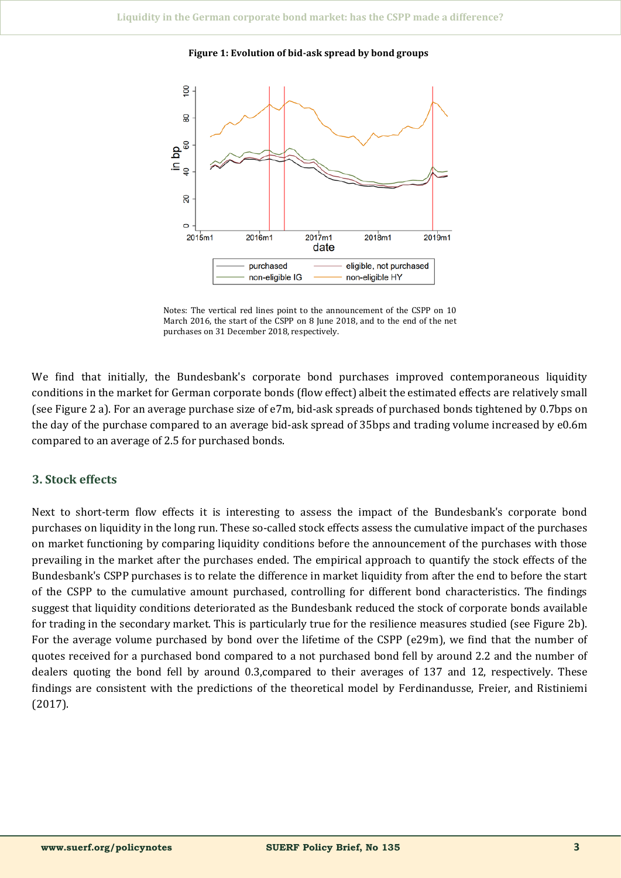**Figure 1: Evolution of bid-ask spread by bond groups**

Notes: The vertical red lines point to the announcement of the CSPP on 10 March 2016, the start of the CSPP on 8 June 2018, and to the end of the net purchases on 31 December 2018, respectively.

We find that initially, the Bundesbank's corporate bond purchases improved contemporaneous liquidity conditions in the market for German corporate bonds (flow effect) albeit the estimated effects are relatively small (see Figure 2 a). For an average purchase size of e7m, bid-ask spreads of purchased bonds tightened by 0.7bps on the day of the purchase compared to an average bid-ask spread of 35bps and trading volume increased by e0.6m compared to an average of 2.5 for purchased bonds.

## 3. Stock effects

Next to short-term flow effects it is interesting to assess the impact of the Bundesbank's corporate bond purchases on liquidity in the long run. These so-called stock effects assess the cumulative impact of the purchases on market functioning by comparing liquidity conditions before the announcement of the purchases with those prevailing in the market after the purchases ended. The empirical approach to quantify the stock effects of the Bundesbank's CSPP purchases is to relate the difference in market liquidity from after the end to before the start of the CSPP to the cumulative amount purchased, controlling for different bond characteristics. The findings suggest that liquidity conditions deteriorated as the Bundesbank reduced the stock of corporate bonds available for trading in the secondary market. This is particularly true for the resilience measures studied (see Figure 2b). For the average volume purchased by bond over the lifetime of the CSPP (e29m), we find that the number of quotes received for a purchased bond compared to a not purchased bond fell by around 2.2 and the number of dealers quoting the bond fell by around 0.3,compared to their averages of 137 and 12, respectively. These findings are consistent with the predictions of the theoretical model by Ferdinandusse, Freier, and Ristiniemi (2017).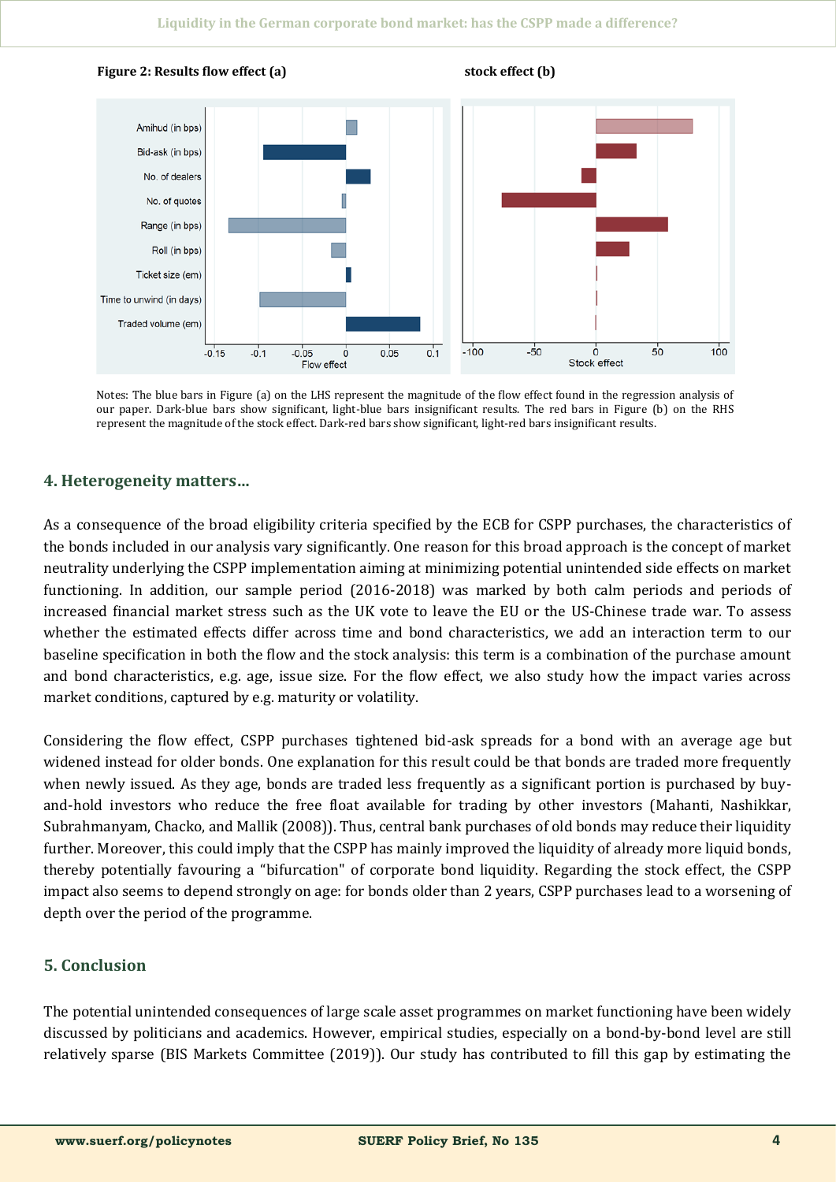**Figure 2: Results flow effect (a)** **stock effect (b)**

Notes: The blue bars in Figure (a) on the LHS represent the magnitude of the flow effect found in the regression analysis of our paper. Dark-blue bars show significant, light-blue bars insignificant results. The red bars in Figure (b) on the RHS represent the magnitude of the stock effect. Dark-red bars show significant, light-red bars insignificant results.

## 4. Heterogeneity matters…

As a consequence of the broad eligibility criteria specified by the ECB for CSPP purchases, the characteristics of the bonds included in our analysis vary significantly. One reason for this broad approach is the concept of market neutrality underlying the CSPP implementation aiming at minimizing potential unintended side effects on market functioning. In addition, our sample period (2016-2018) was marked by both calm periods and periods of increased financial market stress such as the UK vote to leave the EU or the US-Chinese trade war. To assess whether the estimated effects differ across time and bond characteristics, we add an interaction term to our baseline specification in both the flow and the stock analysis: this term is a combination of the purchase amount and bond characteristics, e.g. age, issue size. For the flow effect, we also study how the impact varies across market conditions, captured by e.g. maturity or volatility.

Considering the flow effect, CSPP purchases tightened bid-ask spreads for a bond with an average age but widened instead for older bonds. One explanation for this result could be that bonds are traded more frequently when newly issued. As they age, bonds are traded less frequently as a significant portion is purchased by buy-and-hold investors who reduce the free float available for trading by other investors (Mahanti, Nashikkar, Subrahmanyam, Chacko, and Mallik (2008)). Thus, central bank purchases of old bonds may reduce their liquidity further. Moreover, this could imply that the CSPP has mainly improved the liquidity of already more liquid bonds, thereby potentially favouring a "bifurcation" of corporate bond liquidity. Regarding the stock effect, the CSPP impact also seems to depend strongly on age: for bonds older than 2 years, CSPP purchases lead to a worsening of depth over the period of the programme.

## 5. Conclusion

The potential unintended consequences of large scale asset programmes on market functioning have been widely discussed by politicians and academics. However, empirical studies, especially on a bond-by-bond level are still relatively sparse (BIS Markets Committee (2019)). Our study has contributed to fill this gap by estimating the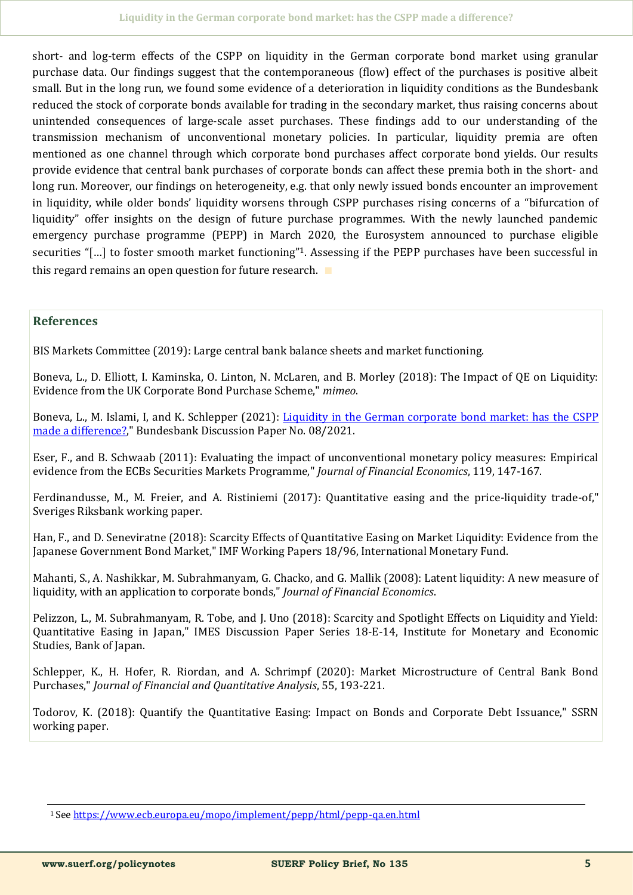short- and log-term effects of the CSPP on liquidity in the German corporate bond market using granular purchase data. Our findings suggest that the contemporaneous (flow) effect of the purchases is positive albeit small. But in the long run, we found some evidence of a deterioration in liquidity conditions as the Bundesbank reduced the stock of corporate bonds available for trading in the secondary market, thus raising concerns about unintended consequences of large-scale asset purchases. These findings add to our understanding of the transmission mechanism of unconventional monetary policies. In particular, liquidity premia are often mentioned as one channel through which corporate bond purchases affect corporate bond yields. Our results provide evidence that central bank purchases of corporate bonds can affect these premia both in the short- and long run. Moreover, our findings on heterogeneity, e.g. that only newly issued bonds encounter an improvement in liquidity, while older bonds' liquidity worsens through CSPP purchases rising concerns of a "bifurcation of liquidity" offer insights on the design of future purchase programmes. With the newly launched pandemic emergency purchase programme (PEPP) in March 2020, the Eurosystem announced to purchase eligible securities "[…] to foster smooth market functioning"[1]. Assessing if the PEPP purchases have been successful in this regard remains an open question for future research.

## References

BIS Markets Committee (2019): Large central bank balance sheets and market functioning.

Boneva, L., D. Elliott, I. Kaminska, O. Linton, N. McLaren, and B. Morley (2018): The Impact of QE on Liquidity: Evidence from the UK Corporate Bond Purchase Scheme," *mimeo*.

Boneva, L., M. Islami, I, and K. Schlepper (2021): [Liquidity in the German corporate bond market: has the CSPP made a difference?](#)," Bundesbank Discussion Paper No. 08/2021.

Eser, F., and B. Schwaab (2011): Evaluating the impact of unconventional monetary policy measures: Empirical evidence from the ECBs Securities Markets Programme," *Journal of Financial Economics*, 119, 147-167.

Ferdinandusse, M., M. Freier, and A. Ristiniemi (2017): Quantitative easing and the price-liquidity trade-of," Sveriges Riksbank working paper.

Han, F., and D. Seneviratne (2018): Scarcity Effects of Quantitative Easing on Market Liquidity: Evidence from the Japanese Government Bond Market," IMF Working Papers 18/96, International Monetary Fund.

Mahanti, S., A. Nashikkar, M. Subrahmanyam, G. Chacko, and G. Mallik (2008): Latent liquidity: A new measure of liquidity, with an application to corporate bonds," *Journal of Financial Economics*.

Pelizzon, L., M. Subrahmanyam, R. Tobe, and J. Uno (2018): Scarcity and Spotlight Effects on Liquidity and Yield: Quantitative Easing in Japan," IMES Discussion Paper Series 18-E-14, Institute for Monetary and Economic Studies, Bank of Japan.

Schlepper, K., H. Hofer, R. Riordan, and A. Schrimpf (2020): Market Microstructure of Central Bank Bond Purchases," *Journal of Financial and Quantitative Analysis*, 55, 193-221.

Todorov, K. (2018): Quantify the Quantitative Easing: Impact on Bonds and Corporate Debt Issuance," SSRN working paper.

---

[1] See https://www.ecb.europa.eu/mopo/implement/pepp/html/pepp-qa.en.html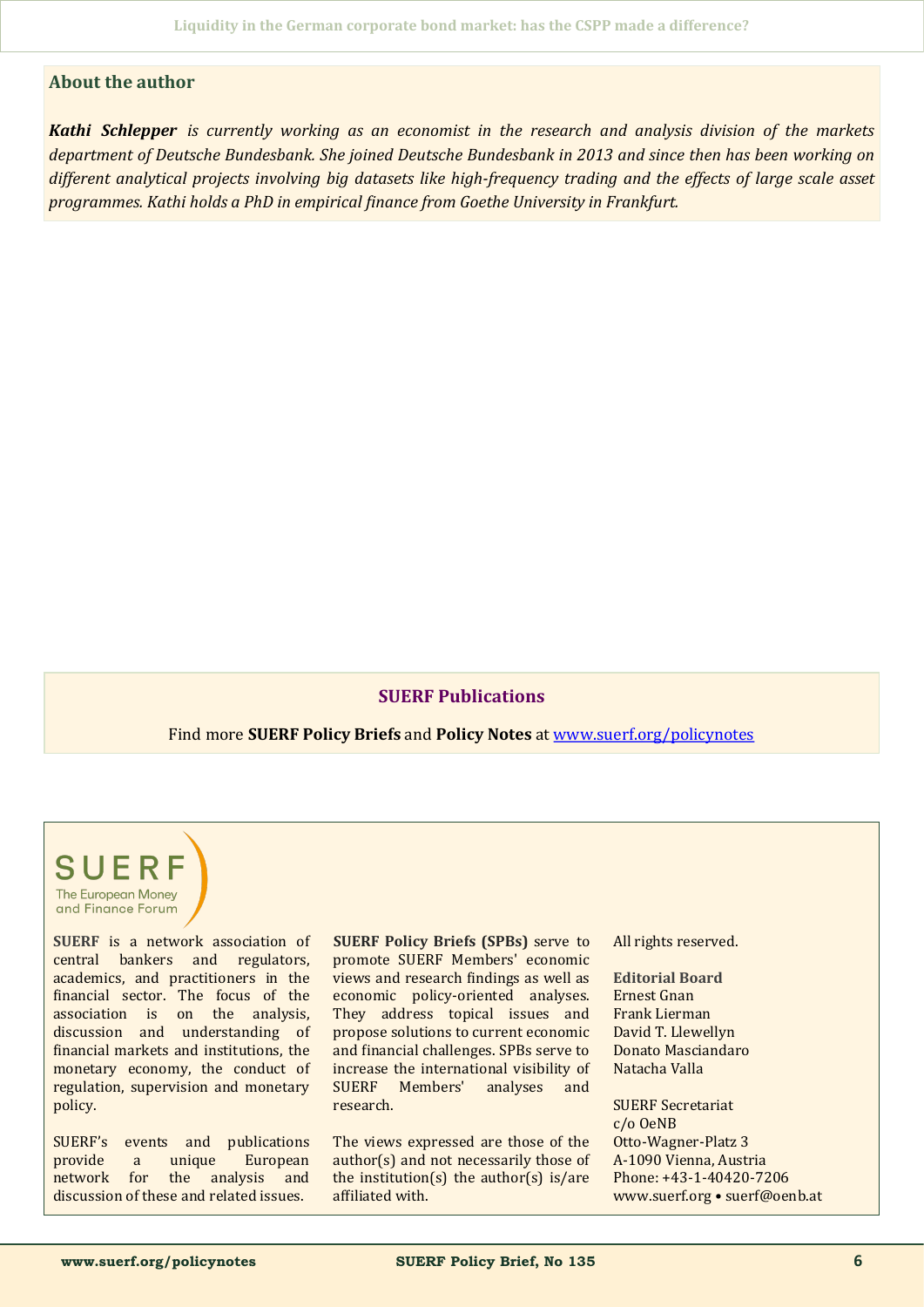## About the author

***Kathi Schlepper*** *is currently working as an economist in the research and analysis division of the markets department of Deutsche Bundesbank. She joined Deutsche Bundesbank in 2013 and since then has been working on different analytical projects involving big datasets like high-frequency trading and the effects of large scale asset programmes. Kathi holds a PhD in empirical finance from Goethe University in Frankfurt.*

### SUERF Publications

Find more **SUERF Policy Briefs** and **Policy Notes** at www.suerf.org/policynotes

SUERF
The European Money and Finance Forum

**SUERF** is a network association of central bankers and regulators, academics, and practitioners in the financial sector. The focus of the association is on the analysis, discussion and understanding of financial markets and institutions, the monetary economy, the conduct of regulation, supervision and monetary policy.

SUERF's events and publications provide a unique European network for the analysis and discussion of these and related issues.

**SUERF Policy Briefs (SPBs)** serve to promote SUERF Members' economic views and research findings as well as economic policy-oriented analyses. They address topical issues and propose solutions to current economic and financial challenges. SPBs serve to increase the international visibility of SUERF Members' analyses and research.

The views expressed are those of the author(s) and not necessarily those of the institution(s) the author(s) is/are affiliated with.

All rights reserved.

**Editorial Board**
Ernest Gnan
Frank Lierman
David T. Llewellyn
Donato Masciandaro
Natacha Valla

SUERF Secretariat
c/o OeNB
Otto-Wagner-Platz 3
A-1090 Vienna, Austria
Phone: +43-1-40420-7206
www.suerf.org • suerf@oenb.at